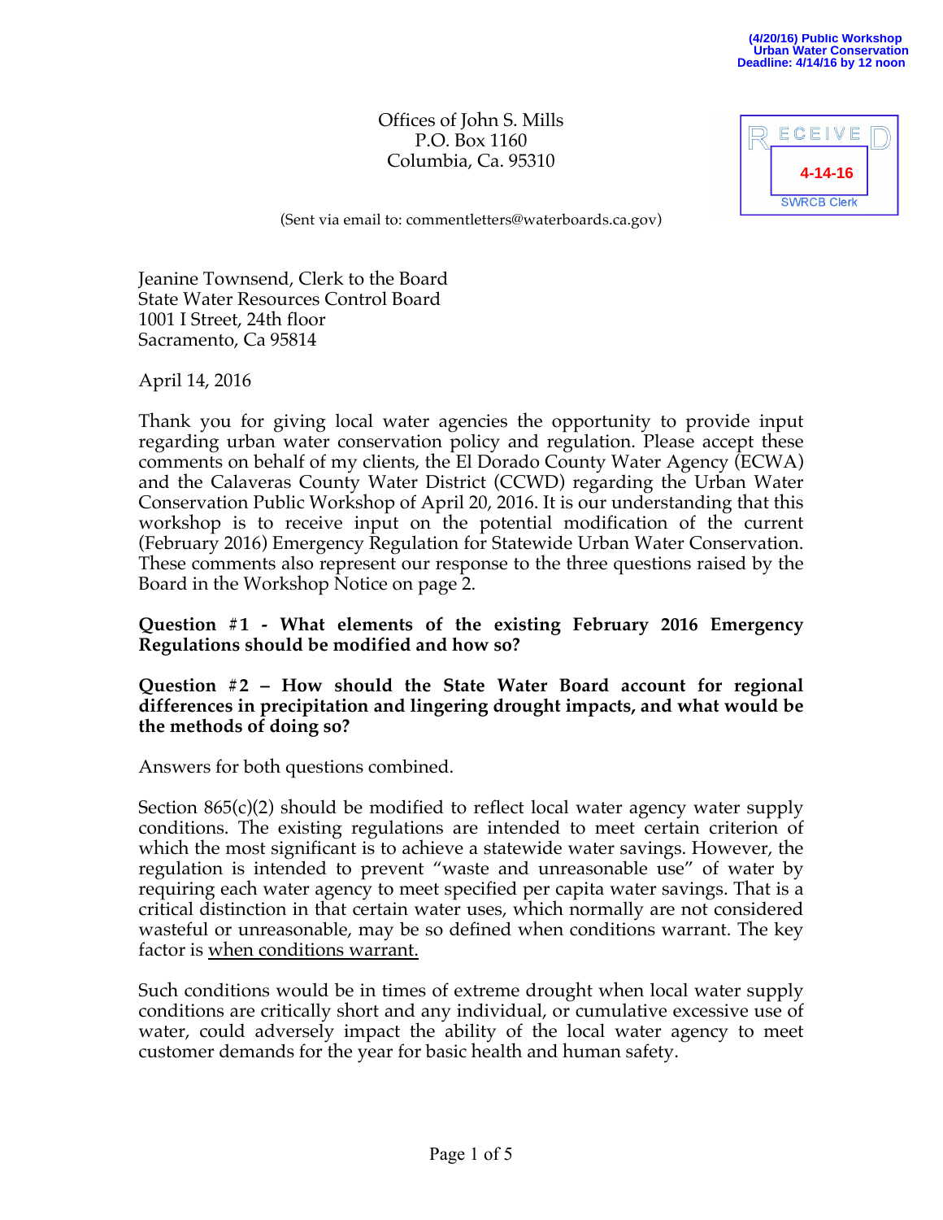(4/20/16) Public Workshop
Urban Water Conservation
Deadline: 4/14/16 by 12 noon

Offices of John S. Mills
P.O. Box 1160
Columbia, Ca. 95310

RECEIVED
4-14-16
SWRCB Clerk

(Sent via email to: commentletters@waterboards.ca.gov)

Jeanine Townsend, Clerk to the Board
State Water Resources Control Board
1001 I Street, 24th floor
Sacramento, Ca 95814

April 14, 2016

Thank you for giving local water agencies the opportunity to provide input regarding urban water conservation policy and regulation. Please accept these comments on behalf of my clients, the El Dorado County Water Agency (ECWA) and the Calaveras County Water District (CCWD) regarding the Urban Water Conservation Public Workshop of April 20, 2016. It is our understanding that this workshop is to receive input on the potential modification of the current (February 2016) Emergency Regulation for Statewide Urban Water Conservation. These comments also represent our response to the three questions raised by the Board in the Workshop Notice on page 2.

**Question #1 - What elements of the existing February 2016 Emergency Regulations should be modified and how so?**

**Question #2 – How should the State Water Board account for regional differences in precipitation and lingering drought impacts, and what would be the methods of doing so?**

Answers for both questions combined.

Section 865(c)(2) should be modified to reflect local water agency water supply conditions. The existing regulations are intended to meet certain criterion of which the most significant is to achieve a statewide water savings. However, the regulation is intended to prevent "waste and unreasonable use" of water by requiring each water agency to meet specified per capita water savings. That is a critical distinction in that certain water uses, which normally are not considered wasteful or unreasonable, may be so defined when conditions warrant. The key factor is <u>when conditions warrant.</u>

Such conditions would be in times of extreme drought when local water supply conditions are critically short and any individual, or cumulative excessive use of water, could adversely impact the ability of the local water agency to meet customer demands for the year for basic health and human safety.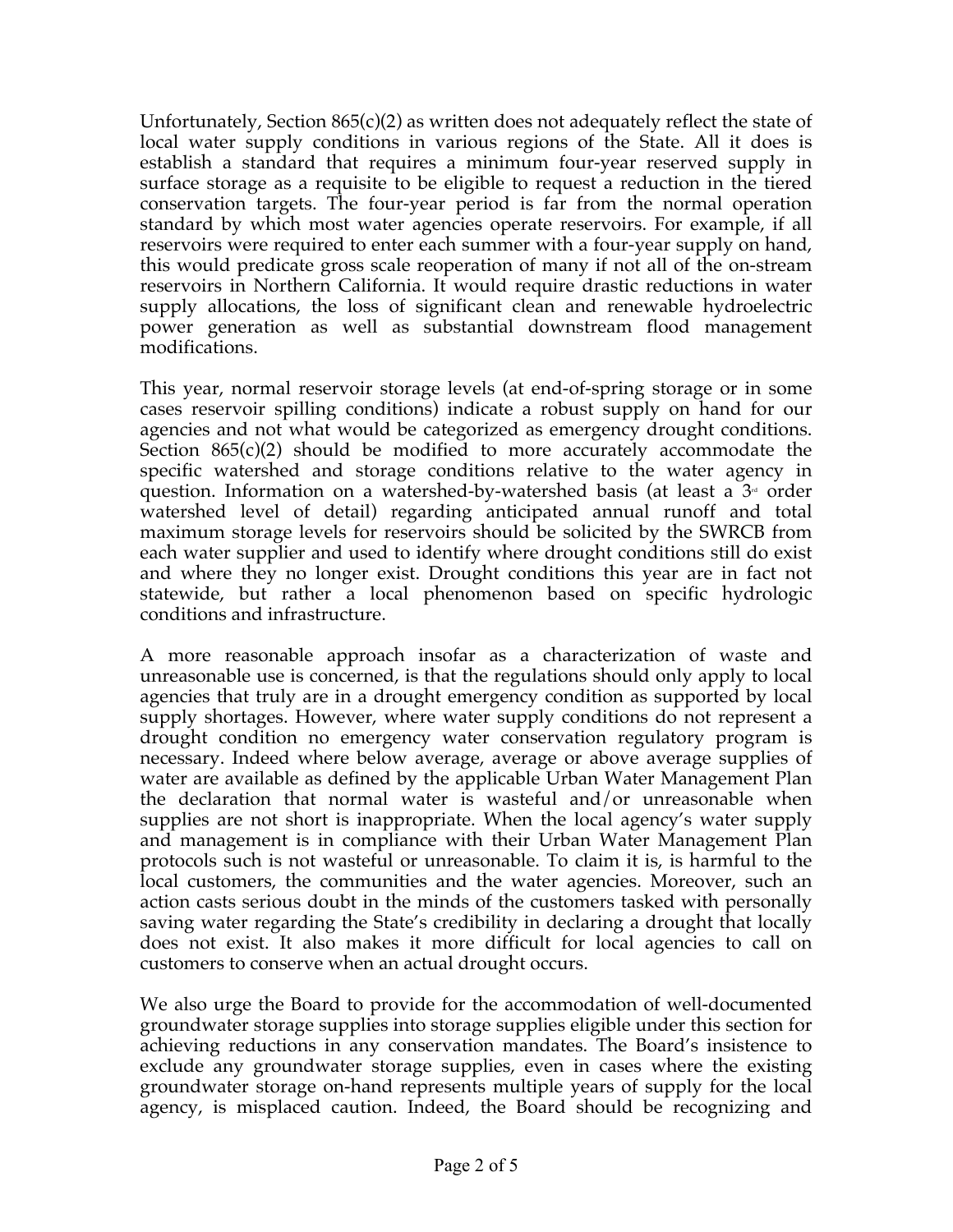Unfortunately, Section 865(c)(2) as written does not adequately reflect the state of local water supply conditions in various regions of the State. All it does is establish a standard that requires a minimum four-year reserved supply in surface storage as a requisite to be eligible to request a reduction in the tiered conservation targets. The four-year period is far from the normal operation standard by which most water agencies operate reservoirs. For example, if all reservoirs were required to enter each summer with a four-year supply on hand, this would predicate gross scale reoperation of many if not all of the on-stream reservoirs in Northern California. It would require drastic reductions in water supply allocations, the loss of significant clean and renewable hydroelectric power generation as well as substantial downstream flood management modifications.

This year, normal reservoir storage levels (at end-of-spring storage or in some cases reservoir spilling conditions) indicate a robust supply on hand for our agencies and not what would be categorized as emergency drought conditions. Section 865(c)(2) should be modified to more accurately accommodate the specific watershed and storage conditions relative to the water agency in question. Information on a watershed-by-watershed basis (at least a 3rd order watershed level of detail) regarding anticipated annual runoff and total maximum storage levels for reservoirs should be solicited by the SWRCB from each water supplier and used to identify where drought conditions still do exist and where they no longer exist. Drought conditions this year are in fact not statewide, but rather a local phenomenon based on specific hydrologic conditions and infrastructure.

A more reasonable approach insofar as a characterization of waste and unreasonable use is concerned, is that the regulations should only apply to local agencies that truly are in a drought emergency condition as supported by local supply shortages. However, where water supply conditions do not represent a drought condition no emergency water conservation regulatory program is necessary. Indeed where below average, average or above average supplies of water are available as defined by the applicable Urban Water Management Plan the declaration that normal water is wasteful and/or unreasonable when supplies are not short is inappropriate. When the local agency's water supply and management is in compliance with their Urban Water Management Plan protocols such is not wasteful or unreasonable. To claim it is, is harmful to the local customers, the communities and the water agencies. Moreover, such an action casts serious doubt in the minds of the customers tasked with personally saving water regarding the State's credibility in declaring a drought that locally does not exist. It also makes it more difficult for local agencies to call on customers to conserve when an actual drought occurs.

We also urge the Board to provide for the accommodation of well-documented groundwater storage supplies into storage supplies eligible under this section for achieving reductions in any conservation mandates. The Board's insistence to exclude any groundwater storage supplies, even in cases where the existing groundwater storage on-hand represents multiple years of supply for the local agency, is misplaced caution. Indeed, the Board should be recognizing and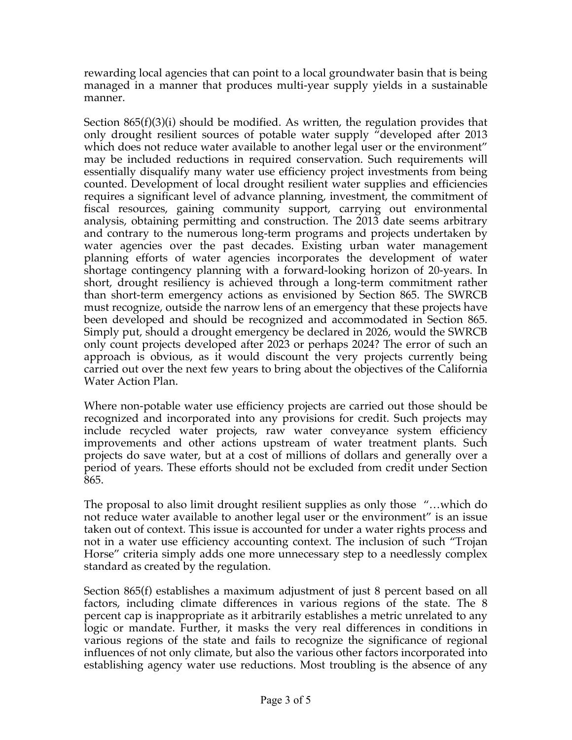rewarding local agencies that can point to a local groundwater basin that is being managed in a manner that produces multi-year supply yields in a sustainable manner.

Section 865(f)(3)(i) should be modified. As written, the regulation provides that only drought resilient sources of potable water supply "developed after 2013 which does not reduce water available to another legal user or the environment" may be included reductions in required conservation. Such requirements will essentially disqualify many water use efficiency project investments from being counted. Development of local drought resilient water supplies and efficiencies requires a significant level of advance planning, investment, the commitment of fiscal resources, gaining community support, carrying out environmental analysis, obtaining permitting and construction. The 2013 date seems arbitrary and contrary to the numerous long-term programs and projects undertaken by water agencies over the past decades. Existing urban water management planning efforts of water agencies incorporates the development of water shortage contingency planning with a forward-looking horizon of 20-years. In short, drought resiliency is achieved through a long-term commitment rather than short-term emergency actions as envisioned by Section 865. The SWRCB must recognize, outside the narrow lens of an emergency that these projects have been developed and should be recognized and accommodated in Section 865. Simply put, should a drought emergency be declared in 2026, would the SWRCB only count projects developed after 2023 or perhaps 2024? The error of such an approach is obvious, as it would discount the very projects currently being carried out over the next few years to bring about the objectives of the California Water Action Plan.

Where non-potable water use efficiency projects are carried out those should be recognized and incorporated into any provisions for credit. Such projects may include recycled water projects, raw water conveyance system efficiency improvements and other actions upstream of water treatment plants. Such projects do save water, but at a cost of millions of dollars and generally over a period of years. These efforts should not be excluded from credit under Section 865.

The proposal to also limit drought resilient supplies as only those "…which do not reduce water available to another legal user or the environment" is an issue taken out of context. This issue is accounted for under a water rights process and not in a water use efficiency accounting context. The inclusion of such "Trojan Horse" criteria simply adds one more unnecessary step to a needlessly complex standard as created by the regulation.

Section 865(f) establishes a maximum adjustment of just 8 percent based on all factors, including climate differences in various regions of the state. The 8 percent cap is inappropriate as it arbitrarily establishes a metric unrelated to any logic or mandate. Further, it masks the very real differences in conditions in various regions of the state and fails to recognize the significance of regional influences of not only climate, but also the various other factors incorporated into establishing agency water use reductions. Most troubling is the absence of any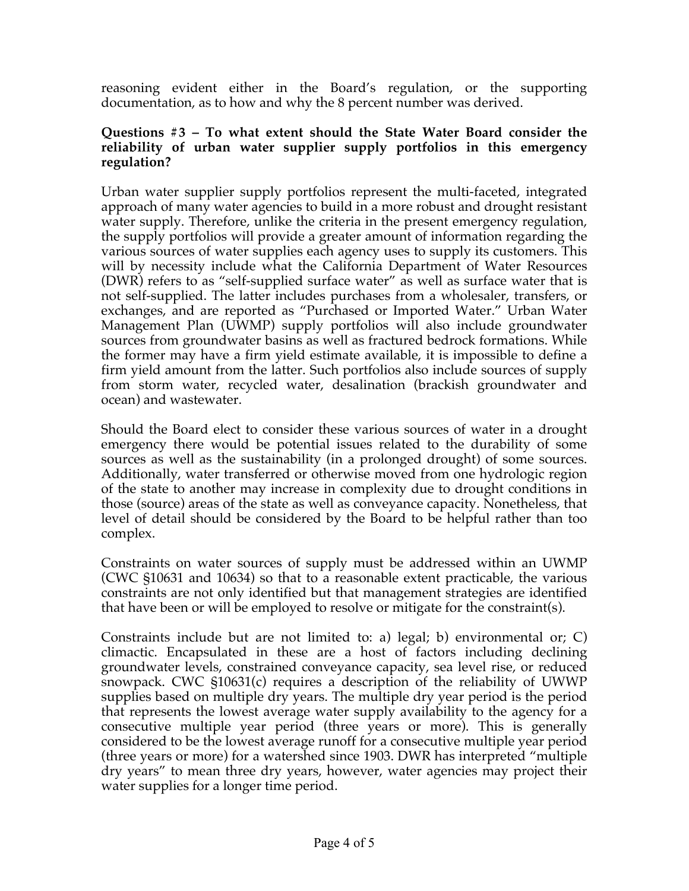reasoning evident either in the Board's regulation, or the supporting documentation, as to how and why the 8 percent number was derived.

**Questions #3 – To what extent should the State Water Board consider the reliability of urban water supplier supply portfolios in this emergency regulation?**

Urban water supplier supply portfolios represent the multi-faceted, integrated approach of many water agencies to build in a more robust and drought resistant water supply. Therefore, unlike the criteria in the present emergency regulation, the supply portfolios will provide a greater amount of information regarding the various sources of water supplies each agency uses to supply its customers. This will by necessity include what the California Department of Water Resources (DWR) refers to as "self-supplied surface water" as well as surface water that is not self-supplied. The latter includes purchases from a wholesaler, transfers, or exchanges, and are reported as "Purchased or Imported Water." Urban Water Management Plan (UWMP) supply portfolios will also include groundwater sources from groundwater basins as well as fractured bedrock formations. While the former may have a firm yield estimate available, it is impossible to define a firm yield amount from the latter. Such portfolios also include sources of supply from storm water, recycled water, desalination (brackish groundwater and ocean) and wastewater.

Should the Board elect to consider these various sources of water in a drought emergency there would be potential issues related to the durability of some sources as well as the sustainability (in a prolonged drought) of some sources. Additionally, water transferred or otherwise moved from one hydrologic region of the state to another may increase in complexity due to drought conditions in those (source) areas of the state as well as conveyance capacity. Nonetheless, that level of detail should be considered by the Board to be helpful rather than too complex.

Constraints on water sources of supply must be addressed within an UWMP (CWC §10631 and 10634) so that to a reasonable extent practicable, the various constraints are not only identified but that management strategies are identified that have been or will be employed to resolve or mitigate for the constraint(s).

Constraints include but are not limited to: a) legal; b) environmental or; C) climactic. Encapsulated in these are a host of factors including declining groundwater levels, constrained conveyance capacity, sea level rise, or reduced snowpack. CWC §10631(c) requires a description of the reliability of UWWP supplies based on multiple dry years. The multiple dry year period is the period that represents the lowest average water supply availability to the agency for a consecutive multiple year period (three years or more). This is generally considered to be the lowest average runoff for a consecutive multiple year period (three years or more) for a watershed since 1903. DWR has interpreted "multiple dry years" to mean three dry years, however, water agencies may project their water supplies for a longer time period.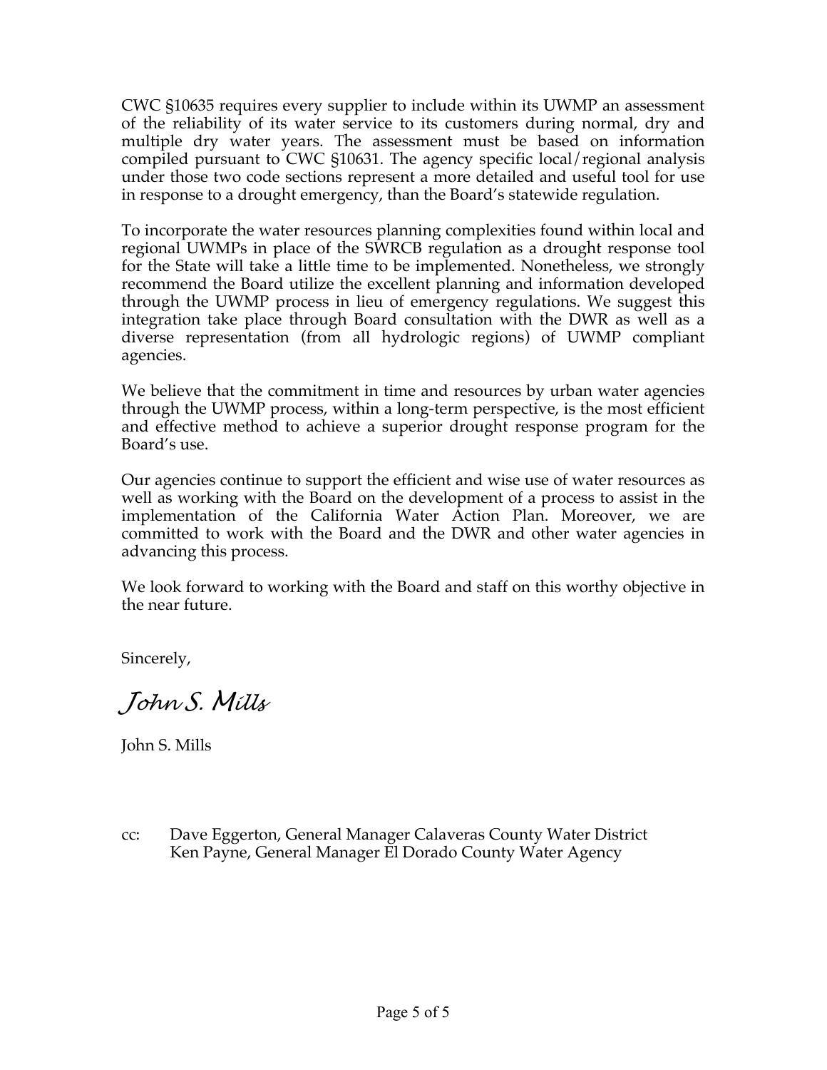CWC §10635 requires every supplier to include within its UWMP an assessment of the reliability of its water service to its customers during normal, dry and multiple dry water years. The assessment must be based on information compiled pursuant to CWC §10631. The agency specific local/regional analysis under those two code sections represent a more detailed and useful tool for use in response to a drought emergency, than the Board's statewide regulation.

To incorporate the water resources planning complexities found within local and regional UWMPs in place of the SWRCB regulation as a drought response tool for the State will take a little time to be implemented. Nonetheless, we strongly recommend the Board utilize the excellent planning and information developed through the UWMP process in lieu of emergency regulations. We suggest this integration take place through Board consultation with the DWR as well as a diverse representation (from all hydrologic regions) of UWMP compliant agencies.

We believe that the commitment in time and resources by urban water agencies through the UWMP process, within a long-term perspective, is the most efficient and effective method to achieve a superior drought response program for the Board's use.

Our agencies continue to support the efficient and wise use of water resources as well as working with the Board on the development of a process to assist in the implementation of the California Water Action Plan. Moreover, we are committed to work with the Board and the DWR and other water agencies in advancing this process.

We look forward to working with the Board and staff on this worthy objective in the near future.

Sincerely,

*John S. Mills*

John S. Mills

cc: Dave Eggerton, General Manager Calaveras County Water District
Ken Payne, General Manager El Dorado County Water Agency